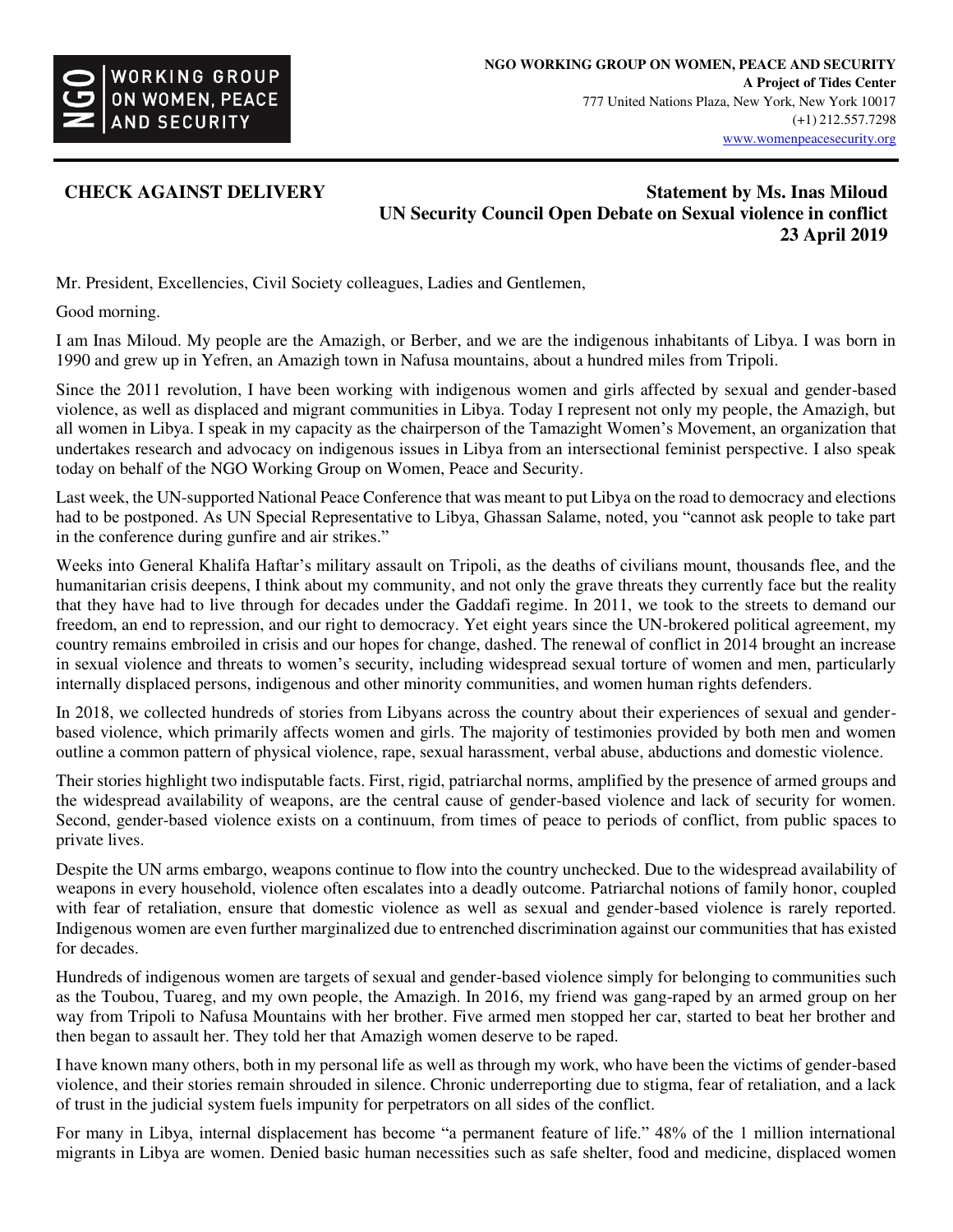**NGO WORKING GROUP ON WOMEN, PEACE AND SECURITY**
**A Project of Tides Center**
777 United Nations Plaza, New York, New York 10017
(+1) 212.557.7298
www.womenpeacesecurity.org

**CHECK AGAINST DELIVERY**

**Statement by Ms. Inas Miloud**
**UN Security Council Open Debate on Sexual violence in conflict**
**23 April 2019**

Mr. President, Excellencies, Civil Society colleagues, Ladies and Gentlemen,

Good morning.

I am Inas Miloud. My people are the Amazigh, or Berber, and we are the indigenous inhabitants of Libya. I was born in 1990 and grew up in Yefren, an Amazigh town in Nafusa mountains, about a hundred miles from Tripoli.

Since the 2011 revolution, I have been working with indigenous women and girls affected by sexual and gender-based violence, as well as displaced and migrant communities in Libya. Today I represent not only my people, the Amazigh, but all women in Libya. I speak in my capacity as the chairperson of the Tamazight Women's Movement, an organization that undertakes research and advocacy on indigenous issues in Libya from an intersectional feminist perspective. I also speak today on behalf of the NGO Working Group on Women, Peace and Security.

Last week, the UN-supported National Peace Conference that was meant to put Libya on the road to democracy and elections had to be postponed. As UN Special Representative to Libya, Ghassan Salame, noted, you "cannot ask people to take part in the conference during gunfire and air strikes."

Weeks into General Khalifa Haftar's military assault on Tripoli, as the deaths of civilians mount, thousands flee, and the humanitarian crisis deepens, I think about my community, and not only the grave threats they currently face but the reality that they have had to live through for decades under the Gaddafi regime. In 2011, we took to the streets to demand our freedom, an end to repression, and our right to democracy. Yet eight years since the UN-brokered political agreement, my country remains embroiled in crisis and our hopes for change, dashed. The renewal of conflict in 2014 brought an increase in sexual violence and threats to women's security, including widespread sexual torture of women and men, particularly internally displaced persons, indigenous and other minority communities, and women human rights defenders.

In 2018, we collected hundreds of stories from Libyans across the country about their experiences of sexual and gender-based violence, which primarily affects women and girls. The majority of testimonies provided by both men and women outline a common pattern of physical violence, rape, sexual harassment, verbal abuse, abductions and domestic violence.

Their stories highlight two indisputable facts. First, rigid, patriarchal norms, amplified by the presence of armed groups and the widespread availability of weapons, are the central cause of gender-based violence and lack of security for women. Second, gender-based violence exists on a continuum, from times of peace to periods of conflict, from public spaces to private lives.

Despite the UN arms embargo, weapons continue to flow into the country unchecked. Due to the widespread availability of weapons in every household, violence often escalates into a deadly outcome. Patriarchal notions of family honor, coupled with fear of retaliation, ensure that domestic violence as well as sexual and gender-based violence is rarely reported. Indigenous women are even further marginalized due to entrenched discrimination against our communities that has existed for decades.

Hundreds of indigenous women are targets of sexual and gender-based violence simply for belonging to communities such as the Toubou, Tuareg, and my own people, the Amazigh. In 2016, my friend was gang-raped by an armed group on her way from Tripoli to Nafusa Mountains with her brother. Five armed men stopped her car, started to beat her brother and then began to assault her. They told her that Amazigh women deserve to be raped.

I have known many others, both in my personal life as well as through my work, who have been the victims of gender-based violence, and their stories remain shrouded in silence. Chronic underreporting due to stigma, fear of retaliation, and a lack of trust in the judicial system fuels impunity for perpetrators on all sides of the conflict.

For many in Libya, internal displacement has become "a permanent feature of life." 48% of the 1 million international migrants in Libya are women. Denied basic human necessities such as safe shelter, food and medicine, displaced women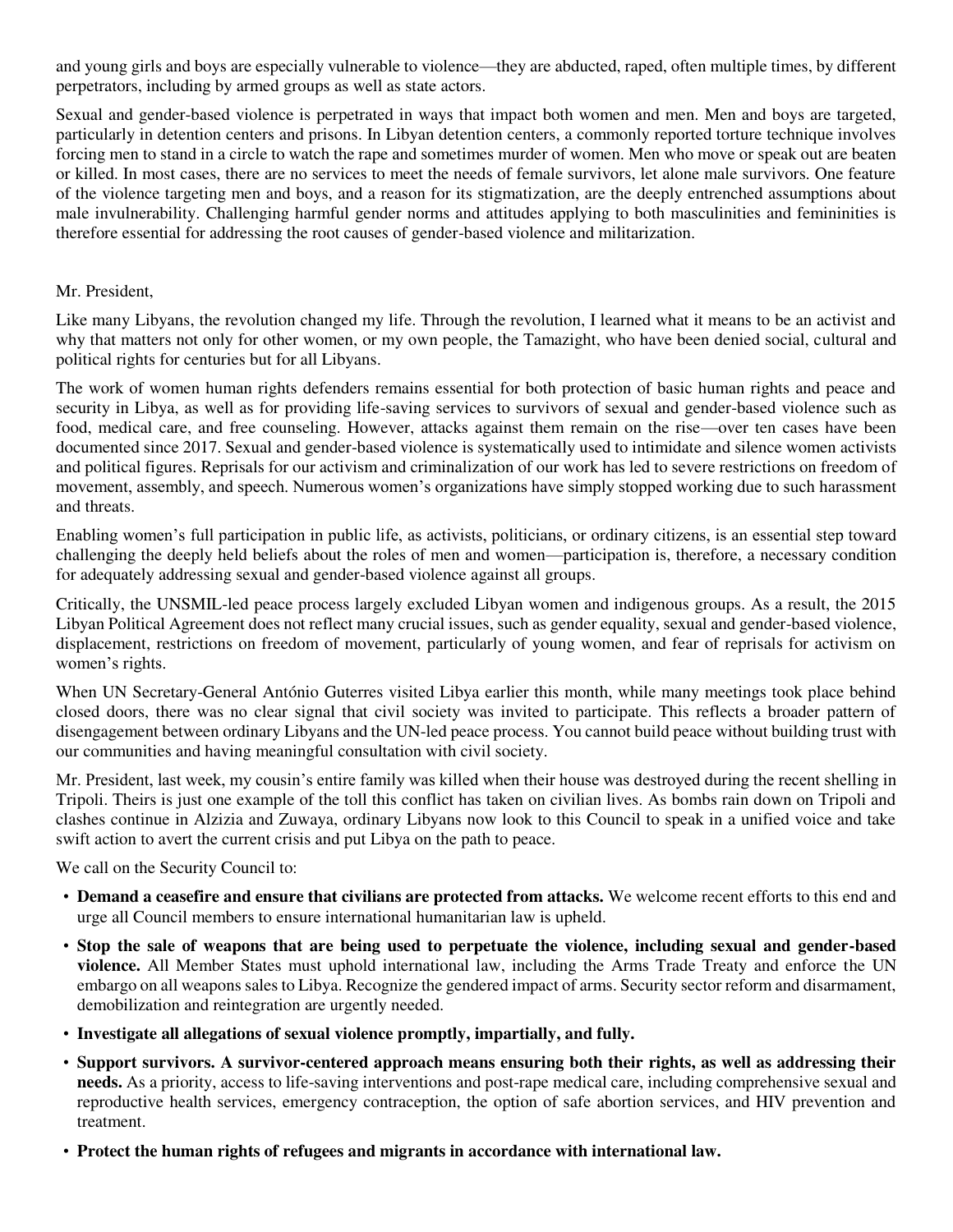and young girls and boys are especially vulnerable to violence—they are abducted, raped, often multiple times, by different perpetrators, including by armed groups as well as state actors.

Sexual and gender-based violence is perpetrated in ways that impact both women and men. Men and boys are targeted, particularly in detention centers and prisons. In Libyan detention centers, a commonly reported torture technique involves forcing men to stand in a circle to watch the rape and sometimes murder of women. Men who move or speak out are beaten or killed. In most cases, there are no services to meet the needs of female survivors, let alone male survivors. One feature of the violence targeting men and boys, and a reason for its stigmatization, are the deeply entrenched assumptions about male invulnerability. Challenging harmful gender norms and attitudes applying to both masculinities and femininities is therefore essential for addressing the root causes of gender-based violence and militarization.

Mr. President,

Like many Libyans, the revolution changed my life. Through the revolution, I learned what it means to be an activist and why that matters not only for other women, or my own people, the Tamazight, who have been denied social, cultural and political rights for centuries but for all Libyans.

The work of women human rights defenders remains essential for both protection of basic human rights and peace and security in Libya, as well as for providing life-saving services to survivors of sexual and gender-based violence such as food, medical care, and free counseling. However, attacks against them remain on the rise—over ten cases have been documented since 2017. Sexual and gender-based violence is systematically used to intimidate and silence women activists and political figures. Reprisals for our activism and criminalization of our work has led to severe restrictions on freedom of movement, assembly, and speech. Numerous women's organizations have simply stopped working due to such harassment and threats.

Enabling women's full participation in public life, as activists, politicians, or ordinary citizens, is an essential step toward challenging the deeply held beliefs about the roles of men and women—participation is, therefore, a necessary condition for adequately addressing sexual and gender-based violence against all groups.

Critically, the UNSMIL-led peace process largely excluded Libyan women and indigenous groups. As a result, the 2015 Libyan Political Agreement does not reflect many crucial issues, such as gender equality, sexual and gender-based violence, displacement, restrictions on freedom of movement, particularly of young women, and fear of reprisals for activism on women's rights.

When UN Secretary-General António Guterres visited Libya earlier this month, while many meetings took place behind closed doors, there was no clear signal that civil society was invited to participate. This reflects a broader pattern of disengagement between ordinary Libyans and the UN-led peace process. You cannot build peace without building trust with our communities and having meaningful consultation with civil society.

Mr. President, last week, my cousin's entire family was killed when their house was destroyed during the recent shelling in Tripoli. Theirs is just one example of the toll this conflict has taken on civilian lives. As bombs rain down on Tripoli and clashes continue in Alzizia and Zuwaya, ordinary Libyans now look to this Council to speak in a unified voice and take swift action to avert the current crisis and put Libya on the path to peace.

We call on the Security Council to:

- **Demand a ceasefire and ensure that civilians are protected from attacks.** We welcome recent efforts to this end and urge all Council members to ensure international humanitarian law is upheld.
- **Stop the sale of weapons that are being used to perpetuate the violence, including sexual and gender-based violence.** All Member States must uphold international law, including the Arms Trade Treaty and enforce the UN embargo on all weapons sales to Libya. Recognize the gendered impact of arms. Security sector reform and disarmament, demobilization and reintegration are urgently needed.
- **Investigate all allegations of sexual violence promptly, impartially, and fully.**
- **Support survivors. A survivor-centered approach means ensuring both their rights, as well as addressing their needs.** As a priority, access to life-saving interventions and post-rape medical care, including comprehensive sexual and reproductive health services, emergency contraception, the option of safe abortion services, and HIV prevention and treatment.
- **Protect the human rights of refugees and migrants in accordance with international law.**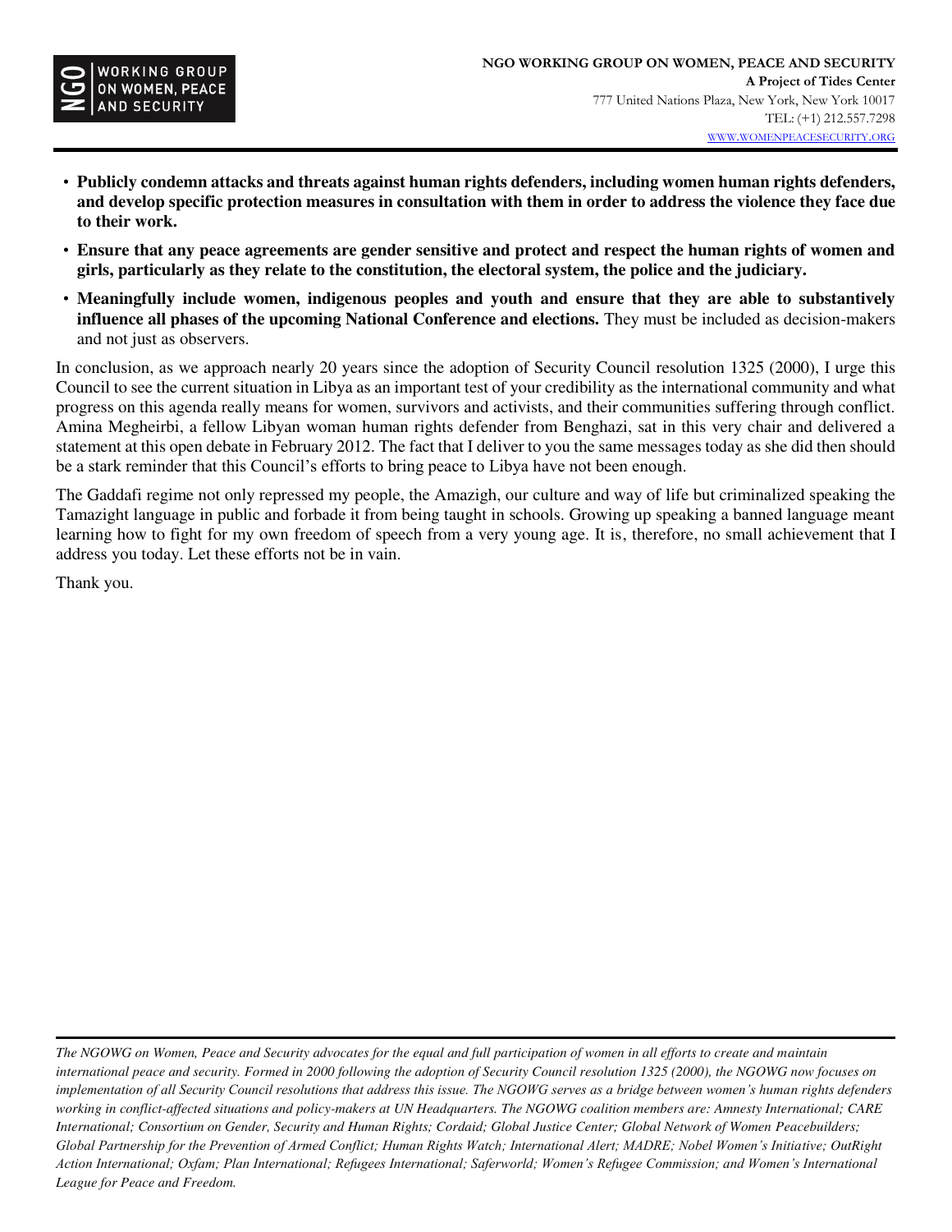- **Publicly condemn attacks and threats against human rights defenders, including women human rights defenders, and develop specific protection measures in consultation with them in order to address the violence they face due to their work.**
- **Ensure that any peace agreements are gender sensitive and protect and respect the human rights of women and girls, particularly as they relate to the constitution, the electoral system, the police and the judiciary.**
- **Meaningfully include women, indigenous peoples and youth and ensure that they are able to substantively influence all phases of the upcoming National Conference and elections.** They must be included as decision-makers and not just as observers.

In conclusion, as we approach nearly 20 years since the adoption of Security Council resolution 1325 (2000), I urge this Council to see the current situation in Libya as an important test of your credibility as the international community and what progress on this agenda really means for women, survivors and activists, and their communities suffering through conflict. Amina Megheirbi, a fellow Libyan woman human rights defender from Benghazi, sat in this very chair and delivered a statement at this open debate in February 2012. The fact that I deliver to you the same messages today as she did then should be a stark reminder that this Council's efforts to bring peace to Libya have not been enough.

The Gaddafi regime not only repressed my people, the Amazigh, our culture and way of life but criminalized speaking the Tamazight language in public and forbade it from being taught in schools. Growing up speaking a banned language meant learning how to fight for my own freedom of speech from a very young age. It is, therefore, no small achievement that I address you today. Let these efforts not be in vain.

Thank you.

---

*The NGOWG on Women, Peace and Security advocates for the equal and full participation of women in all efforts to create and maintain international peace and security. Formed in 2000 following the adoption of Security Council resolution 1325 (2000), the NGOWG now focuses on implementation of all Security Council resolutions that address this issue. The NGOWG serves as a bridge between women's human rights defenders working in conflict-affected situations and policy-makers at UN Headquarters. The NGOWG coalition members are: Amnesty International; CARE International; Consortium on Gender, Security and Human Rights; Cordaid; Global Justice Center; Global Network of Women Peacebuilders; Global Partnership for the Prevention of Armed Conflict; Human Rights Watch; International Alert; MADRE; Nobel Women's Initiative; OutRight Action International; Oxfam; Plan International; Refugees International; Saferworld; Women's Refugee Commission; and Women's International League for Peace and Freedom.*